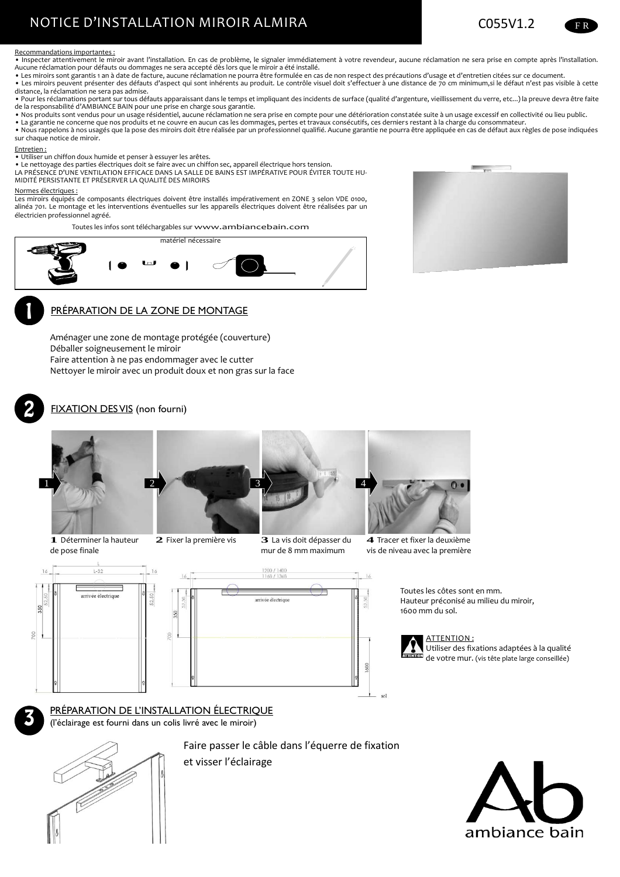# NOTICE D'INSTALLATION MIROIR ALMIRA

C055V1.2

FR

Recommandations importantes :

• Inspecter attentivement le miroir avant l'installation. En cas de problème, le signaler immédiatement à votre revendeur, aucune réclamation ne sera prise en compte après l'installation. Aucune réclamation pour défauts ou dommages ne sera accepté dès lors que le miroir a été installé.
• Les miroirs sont garantis 1 an à date de facture, aucune réclamation ne pourra être formulée en cas de non respect des précautions d'usage et d'entretien citées sur ce document.
• Les miroirs peuvent présenter des défauts d'aspect qui sont inhérents au produit. Le contrôle visuel doit s'effectuer à une distance de 70 cm minimum,si le défaut n'est pas visible à cette distance, la réclamation ne sera pas admise.
• Pour les réclamations portant sur tous défauts apparaissant dans le temps et impliquant des incidents de surface (qualité d'argenture, vieillissement du verre, etc...) la preuve devra être faite de la responsabilité d'AMBIANCE BAIN pour une prise en charge sous garantie.
• Nos produits sont vendus pour un usage résidentiel, aucune réclamation ne sera prise en compte pour une détérioration constatée suite à un usage excessif en collectivité ou lieu public.
• La garantie ne concerne que nos produits et ne couvre en aucun cas les dommages, pertes et travaux consécutifs, ces derniers restant à la charge du consommateur.
• Nous rappelons à nos usagés que la pose des miroirs doit être réalisée par un professionnel qualifié. Aucune garantie ne pourra être appliquée en cas de défaut aux règles de pose indiquées sur chaque notice de miroir.

Entretien :

• Utiliser un chiffon doux humide et penser à essuyer les arêtes.
• Le nettoyage des parties électriques doit se faire avec un chiffon sec, appareil électrique hors tension.

LA PRÉSENCE D'UNE VENTILATION EFFICACE DANS LA SALLE DE BAINS EST IMPÉRATIVE POUR ÉVITER TOUTE HUMIDITÉ PERSISTANTE ET PRÉSERVER LA QUALITÉ DES MIROIRS

Normes électriques :

Les miroirs équipés de composants électriques doivent être installés impérativement en ZONE 3 selon VDE 0100, alinéa 701. Le montage et les interventions éventuelles sur les appareils électriques doivent être réalisées par un électricien professionnel agréé.

Toutes les infos sont téléchargables sur www.ambiancebain.com

matériel nécessaire

## 1 PRÉPARATION DE LA ZONE DE MONTAGE

Aménager une zone de montage protégée (couverture)
Déballer soigneusement le miroir
Faire attention à ne pas endommager avec le cutter
Nettoyer le miroir avec un produit doux et non gras sur la face

## 2 FIXATION DES VIS (non fourni)

**1** Déterminer la hauteur de pose finale

**2** Fixer la première vis

**3** La vis doit dépasser du mur de 8 mm maximum

**4** Tracer et fixer la deuxième vis de niveau avec la première

L
16
L-32
16
arrivée électrique
52,50
350
700

1200 / 1400
16
1168 / 1368
16
arrivée électrique
52,50
350
700
1600
sol

Toutes les côtes sont en mm.
Hauteur préconisé au milieu du miroir, 1600 mm du sol.

ATTENTION :
Utiliser des fixations adaptées à la qualité de votre mur. (vis tête plate large conseillée)

## 3 PRÉPARATION DE L'INSTALLATION ÉLECTRIQUE

(l'éclairage est fourni dans un colis livré avec le miroir)

Faire passer le câble dans l'équerre de fixation et visser l'éclairage

ambiance bain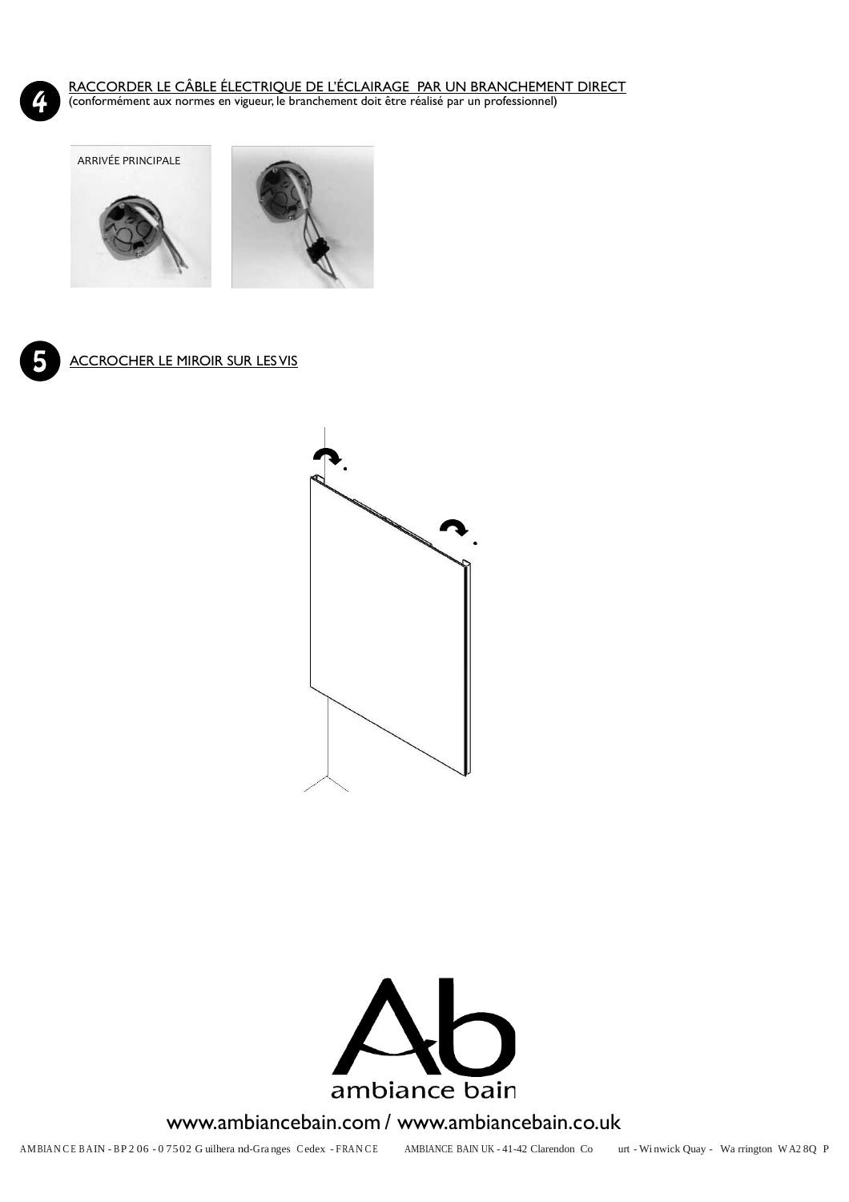## 4 RACCORDER LE CÂBLE ÉLECTRIQUE DE L'ÉCLAIRAGE PAR UN BRANCHEMENT DIRECT

(conformément aux normes en vigueur, le branchement doit être réalisé par un professionnel)

ARRIVÉE PRINCIPALE

## 5 ACCROCHER LE MIROIR SUR LES VIS

ambiance bain

www.ambiancebain.com / www.ambiancebain.co.uk

AMBIANCE BAIN - BP 206 - 07502 Guilherand-Granges Cedex - FRANCE AMBIANCE BAIN UK - 41-42 Clarendon Court - Winwick Quay - Warrington WA2 8Q P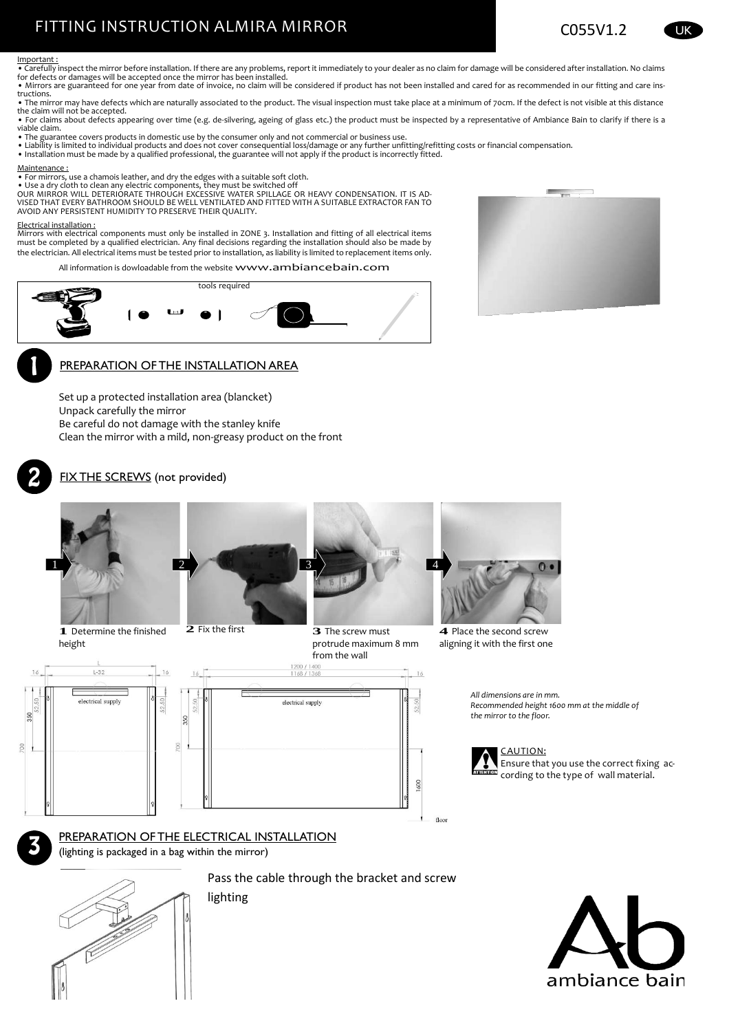# FITTING INSTRUCTION ALMIRA MIRROR

C055V1.2 UK

Important :

- Carefully inspect the mirror before installation. If there are any problems, report it immediately to your dealer as no claim for damage will be considered after installation. No claims for defects or damages will be accepted once the mirror has been installed.
- Mirrors are guaranteed for one year from date of invoice, no claim will be considered if product has not been installed and cared for as recommended in our fitting and care instructions.
- The mirror may have defects which are naturally associated to the product. The visual inspection must take place at a minimum of 70cm. If the defect is not visible at this distance the claim will not be accepted.
- For claims about defects appearing over time (e.g. de-silvering, ageing of glass etc.) the product must be inspected by a representative of Ambiance Bain to clarify if there is a viable claim.
- The guarantee covers products in domestic use by the consumer only and not commercial or business use.
- Liability is limited to individual products and does not cover consequential loss/damage or any further unfitting/refitting costs or financial compensation.
- Installation must be made by a qualified professional, the guarantee will not apply if the product is incorrectly fitted.

Maintenance :

- For mirrors, use a chamois leather, and dry the edges with a suitable soft cloth.
- Use a dry cloth to clean any electric components, they must be switched off

OUR MIRROR WILL DETERIORATE THROUGH EXCESSIVE WATER SPILLAGE OR HEAVY CONDENSATION. IT IS ADVISED THAT EVERY BATHROOM SHOULD BE WELL VENTILATED AND FITTED WITH A SUITABLE EXTRACTOR FAN TO AVOID ANY PERSISTENT HUMIDITY TO PRESERVE THEIR QUALITY.

Electrical installation :

Mirrors with electrical components must only be installed in ZONE 3. Installation and fitting of all electrical items must be completed by a qualified electrician. Any final decisions regarding the installation should also be made by the electrician. All electrical items must be tested prior to installation, as liability is limited to replacement items only.

All information is dowloadable from the website www.ambiancebain.com

tools required

## 1 PREPARATION OF THE INSTALLATION AREA

Set up a protected installation area (blancket)
Unpack carefully the mirror
Be careful do not damage with the stanley knife
Clean the mirror with a mild, non-greasy product on the front

## 2 FIX THE SCREWS (not provided)

1 Determine the finished height

2 Fix the first

3 The screw must protrude maximum 8 mm from the wall

4 Place the second screw aligning it with the first one

L
16 L-32 16
52.50 350 700 52.50
electrical supply

1200 / 1400
16 1168 / 1368 16
52.50 350 700 52.50
electrical supply
1600
floor

*All dimensions are in mm.*
*Recommended height 1600 mm at the middle of the mirror to the floor.*

CAUTION:
Ensure that you use the correct fixing according to the type of wall material.

## 3 PREPARATION OF THE ELECTRICAL INSTALLATION

(lighting is packaged in a bag within the mirror)

Pass the cable through the bracket and screw lighting

ambiance bain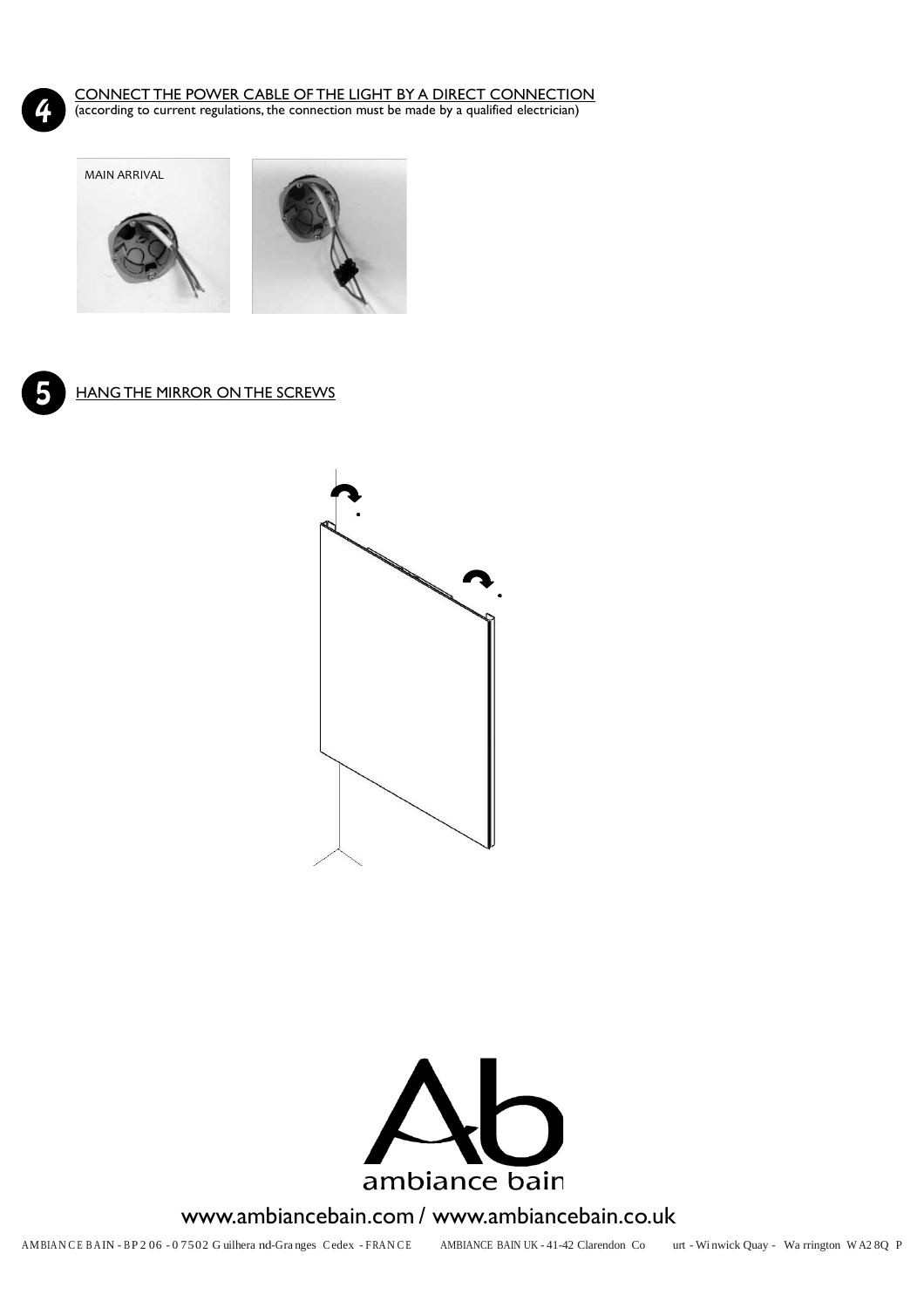**4** CONNECT THE POWER CABLE OF THE LIGHT BY A DIRECT CONNECTION
(according to current regulations, the connection must be made by a qualified electrician)

MAIN ARRIVAL

**5** HANG THE MIRROR ON THE SCREWS

ambiance bain

www.ambiancebain.com / www.ambiancebain.co.uk

AMBIANCE BAIN - BP 206 - 07502 Guilherand-Granges Cedex - FRANCE AMBIANCE BAIN UK - 41-42 Clarendon Court - Winwick Quay - Warrington WA2 8Q P